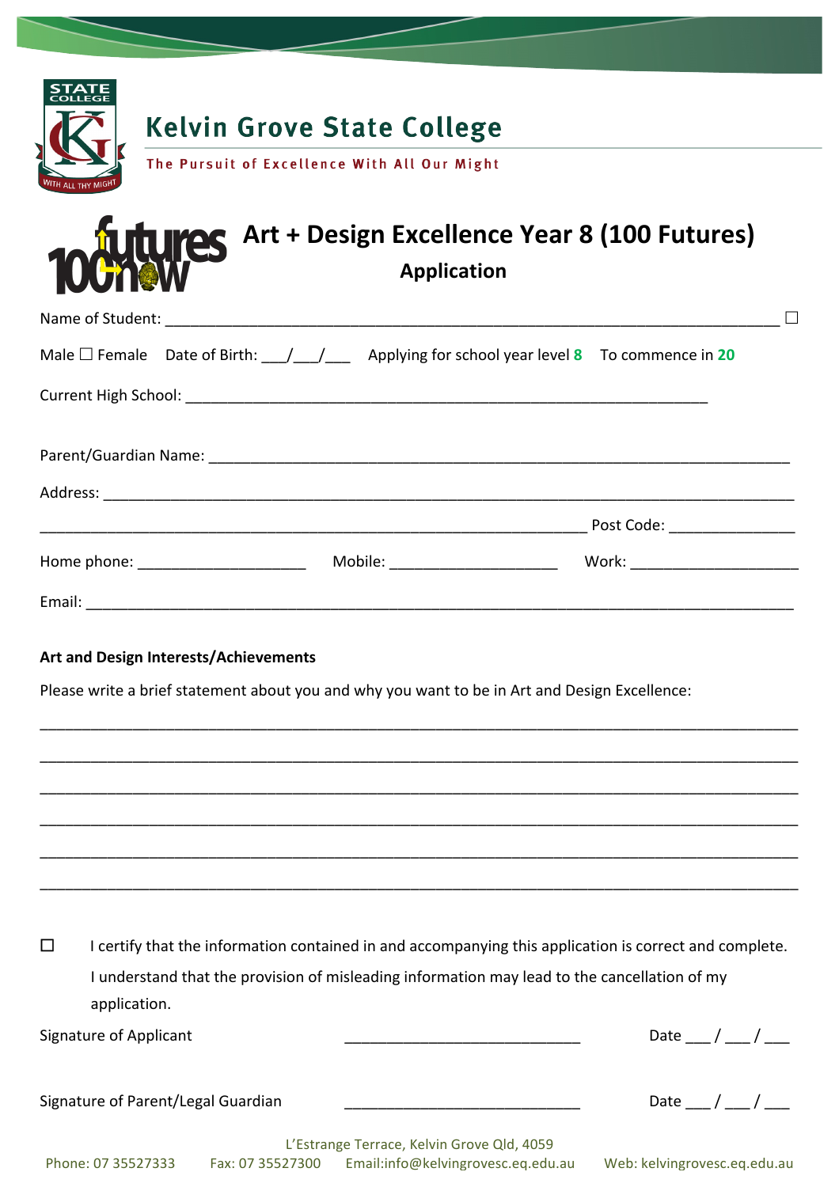# Kelvin Grove State College

The Pursuit of Excellence With All Our Might

## Art + Design Excellence Year 8 (100 Futures)

### Application

Name of Student: ___________________________________________________________________________ ☐

Male ☐ Female Date of Birth: ___/___/___ Applying for school year level **8** To commence in **20**

Current High School: _______________________________________________________________

Parent/Guardian Name: _______________________________________________________________________

Address: _____________________________________________________________________________

_________________________________________________________________ Post Code: _______________

Home phone: ____________________ Mobile: ____________________ Work: ____________________

Email: ________________________________________________________________________________

**Art and Design Interests/Achievements**

Please write a brief statement about you and why you want to be in Art and Design Excellence:

_____________________________________________________________________________________

_____________________________________________________________________________________

_____________________________________________________________________________________

_____________________________________________________________________________________

_____________________________________________________________________________________

_____________________________________________________________________________________

☐ I certify that the information contained in and accompanying this application is correct and complete. I understand that the provision of misleading information may lead to the cancellation of my application.

Signature of Applicant ____________________________ Date ___ / ___ / ___

Signature of Parent/Legal Guardian ____________________________ Date ___ / ___ / ___

L'Estrange Terrace, Kelvin Grove Qld, 4059

Phone: 07 35527333 Fax: 07 35527300 Email:info@kelvingrovesc.eq.edu.au Web: kelvingrovesc.eq.edu.au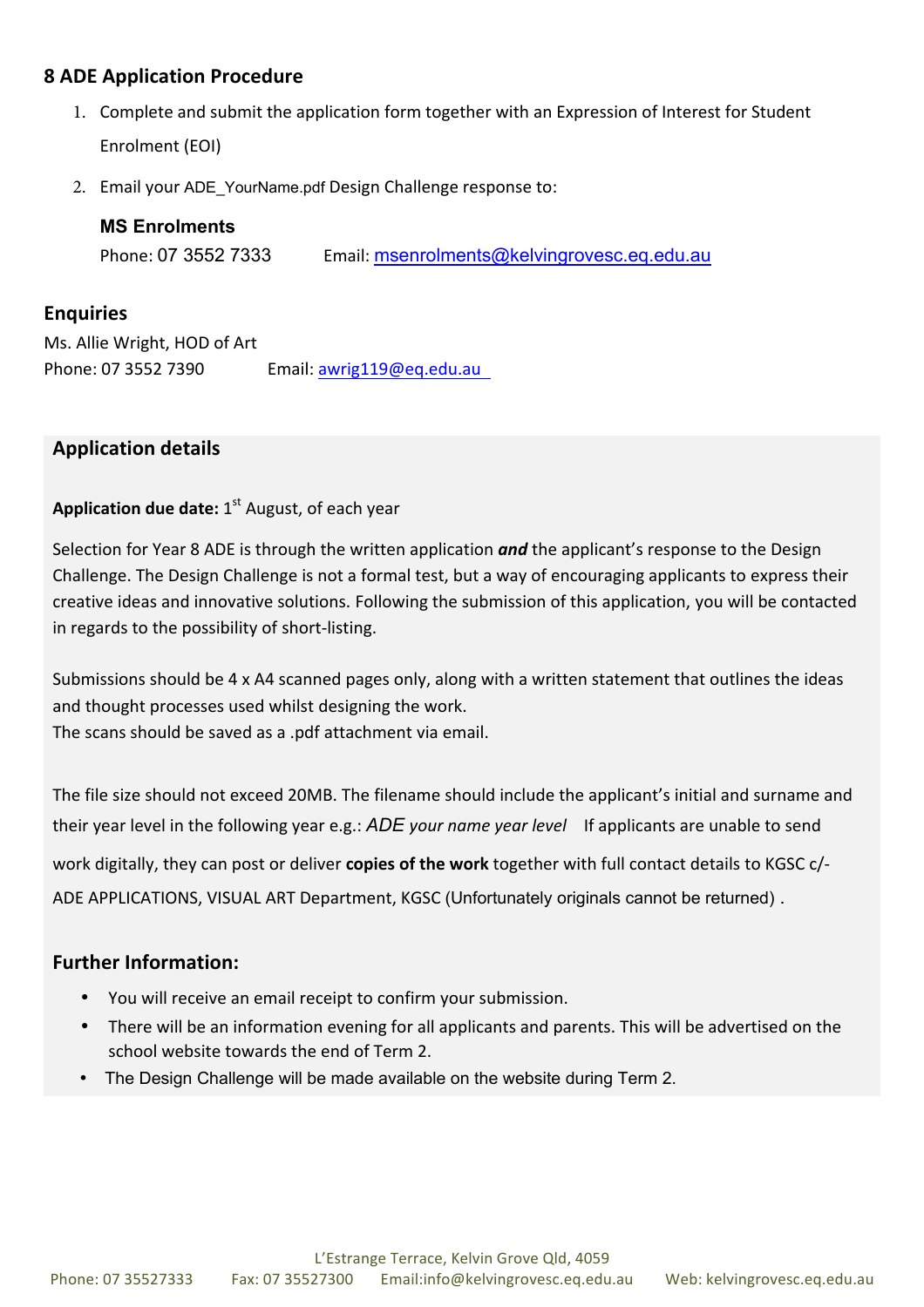## 8 ADE Application Procedure

1. Complete and submit the application form together with an Expression of Interest for Student Enrolment (EOI)
2. Email your ADE_YourName.pdf Design Challenge response to:

**MS Enrolments**
Phone: 07 3552 7333    Email: msenrolments@kelvingrovesc.eq.edu.au

## Enquiries

Ms. Allie Wright, HOD of Art
Phone: 07 3552 7390    Email: awrig119@eq.edu.au

### Application details

**Application due date:** 1st August, of each year

Selection for Year 8 ADE is through the written application ***and*** the applicant's response to the Design Challenge. The Design Challenge is not a formal test, but a way of encouraging applicants to express their creative ideas and innovative solutions. Following the submission of this application, you will be contacted in regards to the possibility of short-listing.

Submissions should be 4 x A4 scanned pages only, along with a written statement that outlines the ideas and thought processes used whilst designing the work.
The scans should be saved as a .pdf attachment via email.

The file size should not exceed 20MB. The filename should include the applicant's initial and surname and their year level in the following year e.g.: *ADE your name year level* If applicants are unable to send work digitally, they can post or deliver **copies of the work** together with full contact details to KGSC c/- ADE APPLICATIONS, VISUAL ART Department, KGSC (Unfortunately originals cannot be returned) .

### Further Information:

- You will receive an email receipt to confirm your submission.
- There will be an information evening for all applicants and parents. This will be advertised on the school website towards the end of Term 2.
- The Design Challenge will be made available on the website during Term 2.

L'Estrange Terrace, Kelvin Grove Qld, 4059
Phone: 07 35527333    Fax: 07 35527300    Email:info@kelvingrovesc.eq.edu.au    Web: kelvingrovesc.eq.edu.au